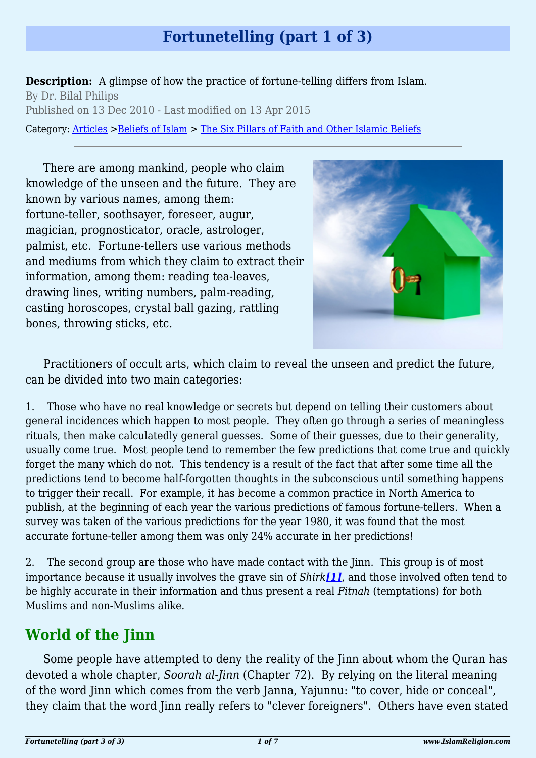# Fortunetelling (part 1 of 3)

**Description:** A glimpse of how the practice of fortune-telling differs from Islam.

By Dr. Bilal Philips

Published on 13 Dec 2010 - Last modified on 13 Apr 2015

Category: Articles >Beliefs of Islam > The Six Pillars of Faith and Other Islamic Beliefs

---

There are among mankind, people who claim knowledge of the unseen and the future. They are known by various names, among them: fortune-teller, soothsayer, foreseer, augur, magician, prognosticator, oracle, astrologer, palmist, etc. Fortune-tellers use various methods and mediums from which they claim to extract their information, among them: reading tea-leaves, drawing lines, writing numbers, palm-reading, casting horoscopes, crystal ball gazing, rattling bones, throwing sticks, etc.

Practitioners of occult arts, which claim to reveal the unseen and predict the future, can be divided into two main categories:

1. Those who have no real knowledge or secrets but depend on telling their customers about general incidences which happen to most people. They often go through a series of meaningless rituals, then make calculatedly general guesses. Some of their guesses, due to their generality, usually come true. Most people tend to remember the few predictions that come true and quickly forget the many which do not. This tendency is a result of the fact that after some time all the predictions tend to become half-forgotten thoughts in the subconscious until something happens to trigger their recall. For example, it has become a common practice in North America to publish, at the beginning of each year the various predictions of famous fortune-tellers. When a survey was taken of the various predictions for the year 1980, it was found that the most accurate fortune-teller among them was only 24% accurate in her predictions!

2. The second group are those who have made contact with the Jinn. This group is of most importance because it usually involves the grave sin of *Shirk*[1], and those involved often tend to be highly accurate in their information and thus present a real *Fitnah* (temptations) for both Muslims and non-Muslims alike.

## World of the Jinn

Some people have attempted to deny the reality of the Jinn about whom the Quran has devoted a whole chapter, *Soorah al-Jinn* (Chapter 72). By relying on the literal meaning of the word Jinn which comes from the verb Janna, Yajunnu: "to cover, hide or conceal", they claim that the word Jinn really refers to "clever foreigners". Others have even stated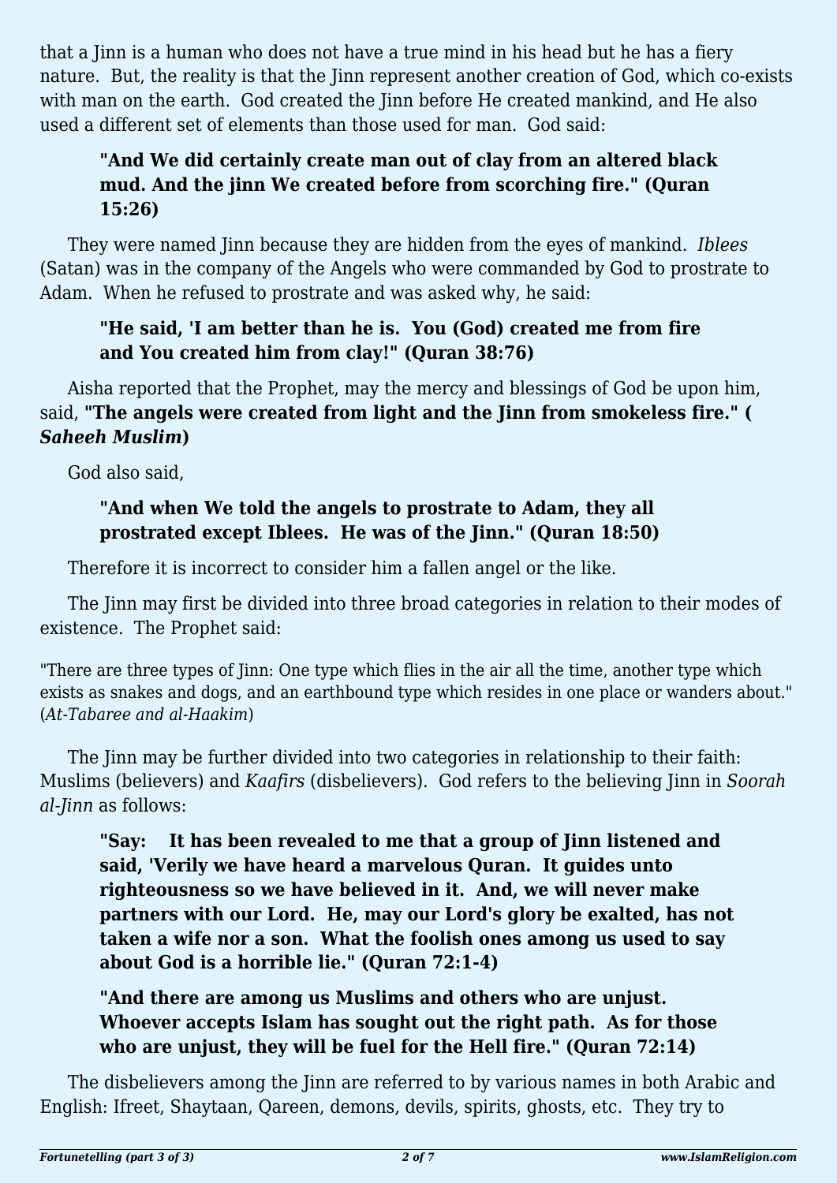that a Jinn is a human who does not have a true mind in his head but he has a fiery nature. But, the reality is that the Jinn represent another creation of God, which co-exists with man on the earth. God created the Jinn before He created mankind, and He also used a different set of elements than those used for man. God said:

> **"And We did certainly create man out of clay from an altered black mud. And the jinn We created before from scorching fire." (Quran 15:26)**

They were named Jinn because they are hidden from the eyes of mankind. *Iblees* (Satan) was in the company of the Angels who were commanded by God to prostrate to Adam. When he refused to prostrate and was asked why, he said:

> **"He said, 'I am better than he is. You (God) created me from fire and You created him from clay!" (Quran 38:76)**

Aisha reported that the Prophet, may the mercy and blessings of God be upon him, said, **"The angels were created from light and the Jinn from smokeless fire." (*Saheeh Muslim*)**

God also said,

> **"And when We told the angels to prostrate to Adam, they all prostrated except Iblees. He was of the Jinn." (Quran 18:50)**

Therefore it is incorrect to consider him a fallen angel or the like.

The Jinn may first be divided into three broad categories in relation to their modes of existence. The Prophet said:

"There are three types of Jinn: One type which flies in the air all the time, another type which exists as snakes and dogs, and an earthbound type which resides in one place or wanders about." (*At-Tabaree and al-Haakim*)

The Jinn may be further divided into two categories in relationship to their faith: Muslims (believers) and *Kaafirs* (disbelievers). God refers to the believing Jinn in *Soorah al-Jinn* as follows:

> **"Say: It has been revealed to me that a group of Jinn listened and said, 'Verily we have heard a marvelous Quran. It guides unto righteousness so we have believed in it. And, we will never make partners with our Lord. He, may our Lord's glory be exalted, has not taken a wife nor a son. What the foolish ones among us used to say about God is a horrible lie." (Quran 72:1-4)**

> **"And there are among us Muslims and others who are unjust. Whoever accepts Islam has sought out the right path. As for those who are unjust, they will be fuel for the Hell fire." (Quran 72:14)**

The disbelievers among the Jinn are referred to by various names in both Arabic and English: Ifreet, Shaytaan, Qareen, demons, devils, spirits, ghosts, etc. They try to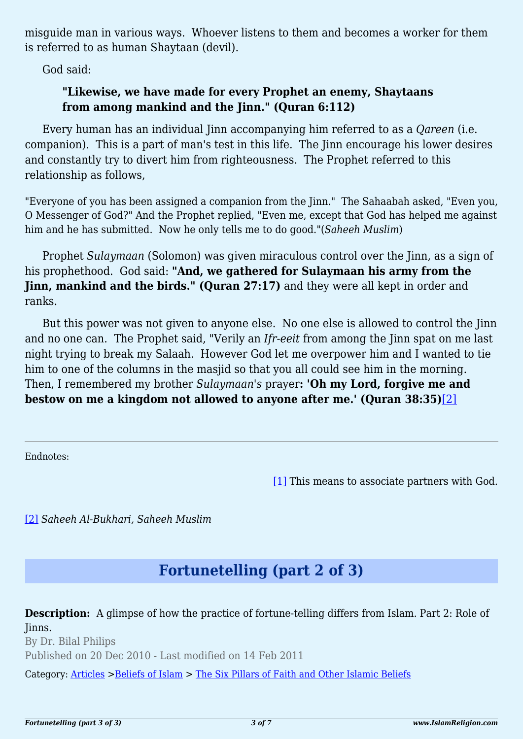misguide man in various ways. Whoever listens to them and becomes a worker for them is referred to as human Shaytaan (devil).

God said:

> **"Likewise, we have made for every Prophet an enemy, Shaytaans from among mankind and the Jinn." (Quran 6:112)**

Every human has an individual Jinn accompanying him referred to as a *Qareen* (i.e. companion). This is a part of man's test in this life. The Jinn encourage his lower desires and constantly try to divert him from righteousness. The Prophet referred to this relationship as follows,

"Everyone of you has been assigned a companion from the Jinn." The Sahaabah asked, "Even you, O Messenger of God?" And the Prophet replied, "Even me, except that God has helped me against him and he has submitted. Now he only tells me to do good."(*Saheeh Muslim*)

Prophet *Sulaymaan* (Solomon) was given miraculous control over the Jinn, as a sign of his prophethood. God said: **"And, we gathered for Sulaymaan his army from the Jinn, mankind and the birds." (Quran 27:17)** and they were all kept in order and ranks.

But this power was not given to anyone else. No one else is allowed to control the Jinn and no one can. The Prophet said, "Verily an *Ifr-eeit* from among the Jinn spat on me last night trying to break my Salaah. However God let me overpower him and I wanted to tie him to one of the columns in the masjid so that you all could see him in the morning. Then, I remembered my brother *Sulaymaan's* prayer**: 'Oh my Lord, forgive me and bestow on me a kingdom not allowed to anyone after me.' (Quran 38:35)**[2]

---

Endnotes:

[1] This means to associate partners with God.

[2] *Saheeh Al-Bukhari, Saheeh Muslim*

## Fortunetelling (part 2 of 3)

**Description:** A glimpse of how the practice of fortune-telling differs from Islam. Part 2: Role of Jinns.

By Dr. Bilal Philips

Published on 20 Dec 2010 - Last modified on 14 Feb 2011

Category: Articles >Beliefs of Islam > The Six Pillars of Faith and Other Islamic Beliefs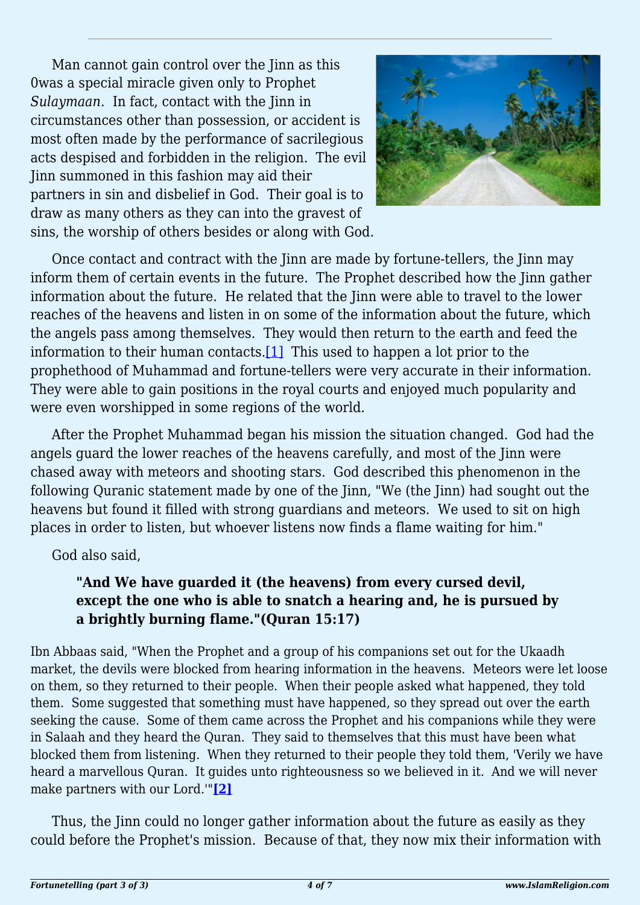Man cannot gain control over the Jinn as this 0was a special miracle given only to Prophet *Sulaymaan*. In fact, contact with the Jinn in circumstances other than possession, or accident is most often made by the performance of sacrilegious acts despised and forbidden in the religion. The evil Jinn summoned in this fashion may aid their partners in sin and disbelief in God. Their goal is to draw as many others as they can into the gravest of sins, the worship of others besides or along with God.

Once contact and contract with the Jinn are made by fortune-tellers, the Jinn may inform them of certain events in the future. The Prophet described how the Jinn gather information about the future. He related that the Jinn were able to travel to the lower reaches of the heavens and listen in on some of the information about the future, which the angels pass among themselves. They would then return to the earth and feed the information to their human contacts.[1] This used to happen a lot prior to the prophethood of Muhammad and fortune-tellers were very accurate in their information. They were able to gain positions in the royal courts and enjoyed much popularity and were even worshipped in some regions of the world.

After the Prophet Muhammad began his mission the situation changed. God had the angels guard the lower reaches of the heavens carefully, and most of the Jinn were chased away with meteors and shooting stars. God described this phenomenon in the following Quranic statement made by one of the Jinn, "We (the Jinn) had sought out the heavens but found it filled with strong guardians and meteors. We used to sit on high places in order to listen, but whoever listens now finds a flame waiting for him."

God also said,

> **"And We have guarded it (the heavens) from every cursed devil, except the one who is able to snatch a hearing and, he is pursued by a brightly burning flame."(Quran 15:17)**

Ibn Abbaas said, "When the Prophet and a group of his companions set out for the Ukaadh market, the devils were blocked from hearing information in the heavens. Meteors were let loose on them, so they returned to their people. When their people asked what happened, they told them. Some suggested that something must have happened, so they spread out over the earth seeking the cause. Some of them came across the Prophet and his companions while they were in Salaah and they heard the Quran. They said to themselves that this must have been what blocked them from listening. When they returned to their people they told them, 'Verily we have heard a marvellous Quran. It guides unto righteousness so we believed in it. And we will never make partners with our Lord.'"**[2]**

Thus, the Jinn could no longer gather information about the future as easily as they could before the Prophet's mission. Because of that, they now mix their information with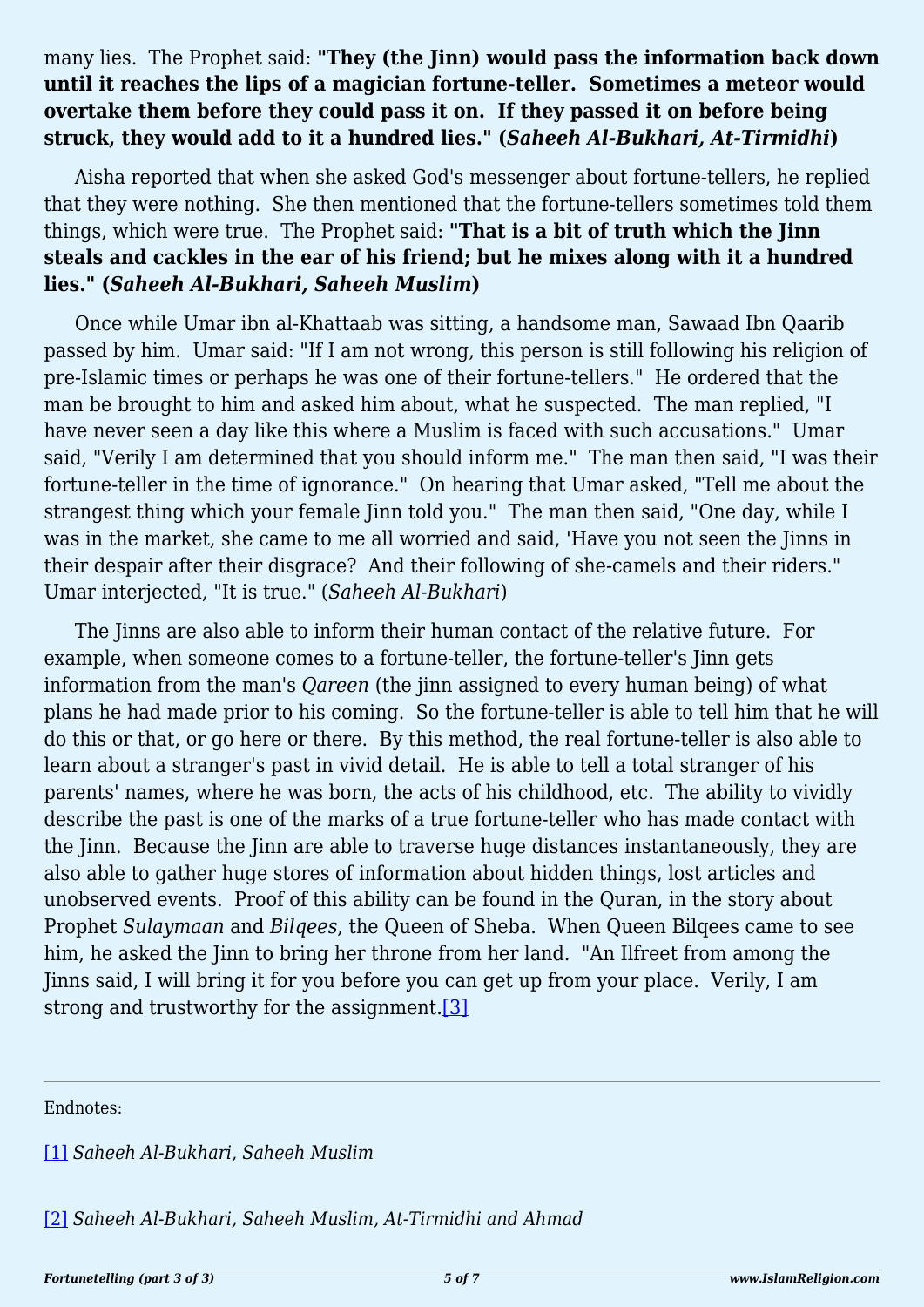many lies. The Prophet said: **"They (the Jinn) would pass the information back down until it reaches the lips of a magician fortune-teller. Sometimes a meteor would overtake them before they could pass it on. If they passed it on before being struck, they would add to it a hundred lies." (*Saheeh Al-Bukhari, At-Tirmidhi*)**

Aisha reported that when she asked God's messenger about fortune-tellers, he replied that they were nothing. She then mentioned that the fortune-tellers sometimes told them things, which were true. The Prophet said: **"That is a bit of truth which the Jinn steals and cackles in the ear of his friend; but he mixes along with it a hundred lies." (*Saheeh Al-Bukhari, Saheeh Muslim*)**

Once while Umar ibn al-Khattaab was sitting, a handsome man, Sawaad Ibn Qaarib passed by him. Umar said: "If I am not wrong, this person is still following his religion of pre-Islamic times or perhaps he was one of their fortune-tellers." He ordered that the man be brought to him and asked him about, what he suspected. The man replied, "I have never seen a day like this where a Muslim is faced with such accusations." Umar said, "Verily I am determined that you should inform me." The man then said, "I was their fortune-teller in the time of ignorance." On hearing that Umar asked, "Tell me about the strangest thing which your female Jinn told you." The man then said, "One day, while I was in the market, she came to me all worried and said, 'Have you not seen the Jinns in their despair after their disgrace? And their following of she-camels and their riders." Umar interjected, "It is true." (*Saheeh Al-Bukhari*)

The Jinns are also able to inform their human contact of the relative future. For example, when someone comes to a fortune-teller, the fortune-teller's Jinn gets information from the man's *Qareen* (the jinn assigned to every human being) of what plans he had made prior to his coming. So the fortune-teller is able to tell him that he will do this or that, or go here or there. By this method, the real fortune-teller is also able to learn about a stranger's past in vivid detail. He is able to tell a total stranger of his parents' names, where he was born, the acts of his childhood, etc. The ability to vividly describe the past is one of the marks of a true fortune-teller who has made contact with the Jinn. Because the Jinn are able to traverse huge distances instantaneously, they are also able to gather huge stores of information about hidden things, lost articles and unobserved events. Proof of this ability can be found in the Quran, in the story about Prophet *Sulaymaan* and *Bilqees*, the Queen of Sheba. When Queen Bilqees came to see him, he asked the Jinn to bring her throne from her land. "An Ilfreet from among the Jinns said, I will bring it for you before you can get up from your place. Verily, I am strong and trustworthy for the assignment.[3]

---

Endnotes:

[1] *Saheeh Al-Bukhari, Saheeh Muslim*

[2] *Saheeh Al-Bukhari, Saheeh Muslim, At-Tirmidhi and Ahmad*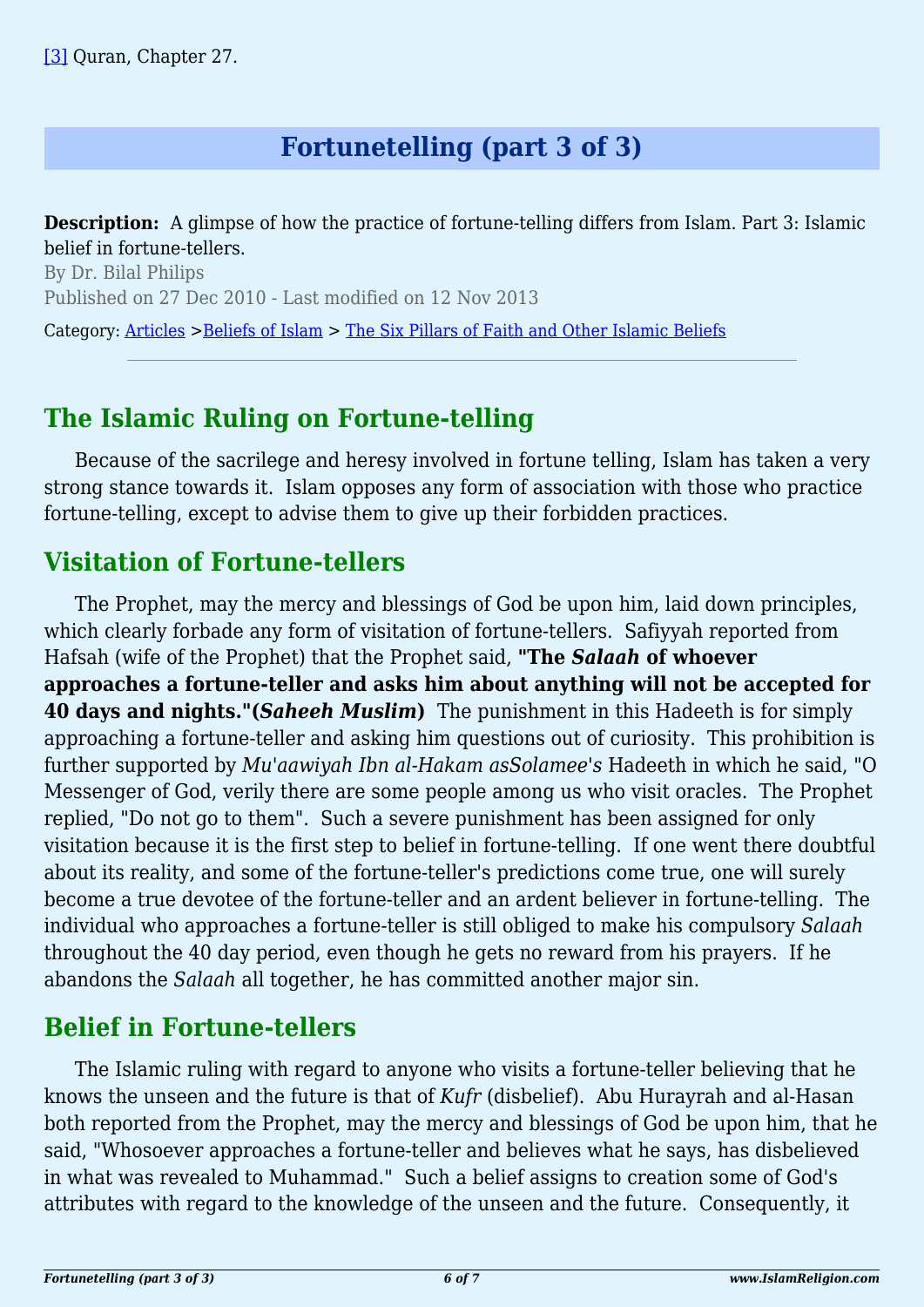[3] Quran, Chapter 27.

# Fortunetelling (part 3 of 3)

**Description:** A glimpse of how the practice of fortune-telling differs from Islam. Part 3: Islamic belief in fortune-tellers.

By Dr. Bilal Philips

Published on 27 Dec 2010 - Last modified on 12 Nov 2013

Category: Articles >Beliefs of Islam > The Six Pillars of Faith and Other Islamic Beliefs

---

## The Islamic Ruling on Fortune-telling

Because of the sacrilege and heresy involved in fortune telling, Islam has taken a very strong stance towards it. Islam opposes any form of association with those who practice fortune-telling, except to advise them to give up their forbidden practices.

## Visitation of Fortune-tellers

The Prophet, may the mercy and blessings of God be upon him, laid down principles, which clearly forbade any form of visitation of fortune-tellers. Safiyyah reported from Hafsah (wife of the Prophet) that the Prophet said, **"The *Salaah* of whoever approaches a fortune-teller and asks him about anything will not be accepted for 40 days and nights."(*Saheeh Muslim*)** The punishment in this Hadeeth is for simply approaching a fortune-teller and asking him questions out of curiosity. This prohibition is further supported by *Mu'aawiyah Ibn al-Hakam asSolamee's* Hadeeth in which he said, "O Messenger of God, verily there are some people among us who visit oracles. The Prophet replied, "Do not go to them". Such a severe punishment has been assigned for only visitation because it is the first step to belief in fortune-telling. If one went there doubtful about its reality, and some of the fortune-teller's predictions come true, one will surely become a true devotee of the fortune-teller and an ardent believer in fortune-telling. The individual who approaches a fortune-teller is still obliged to make his compulsory *Salaah* throughout the 40 day period, even though he gets no reward from his prayers. If he abandons the *Salaah* all together, he has committed another major sin.

## Belief in Fortune-tellers

The Islamic ruling with regard to anyone who visits a fortune-teller believing that he knows the unseen and the future is that of *Kufr* (disbelief). Abu Hurayrah and al-Hasan both reported from the Prophet, may the mercy and blessings of God be upon him, that he said, "Whosoever approaches a fortune-teller and believes what he says, has disbelieved in what was revealed to Muhammad." Such a belief assigns to creation some of God's attributes with regard to the knowledge of the unseen and the future. Consequently, it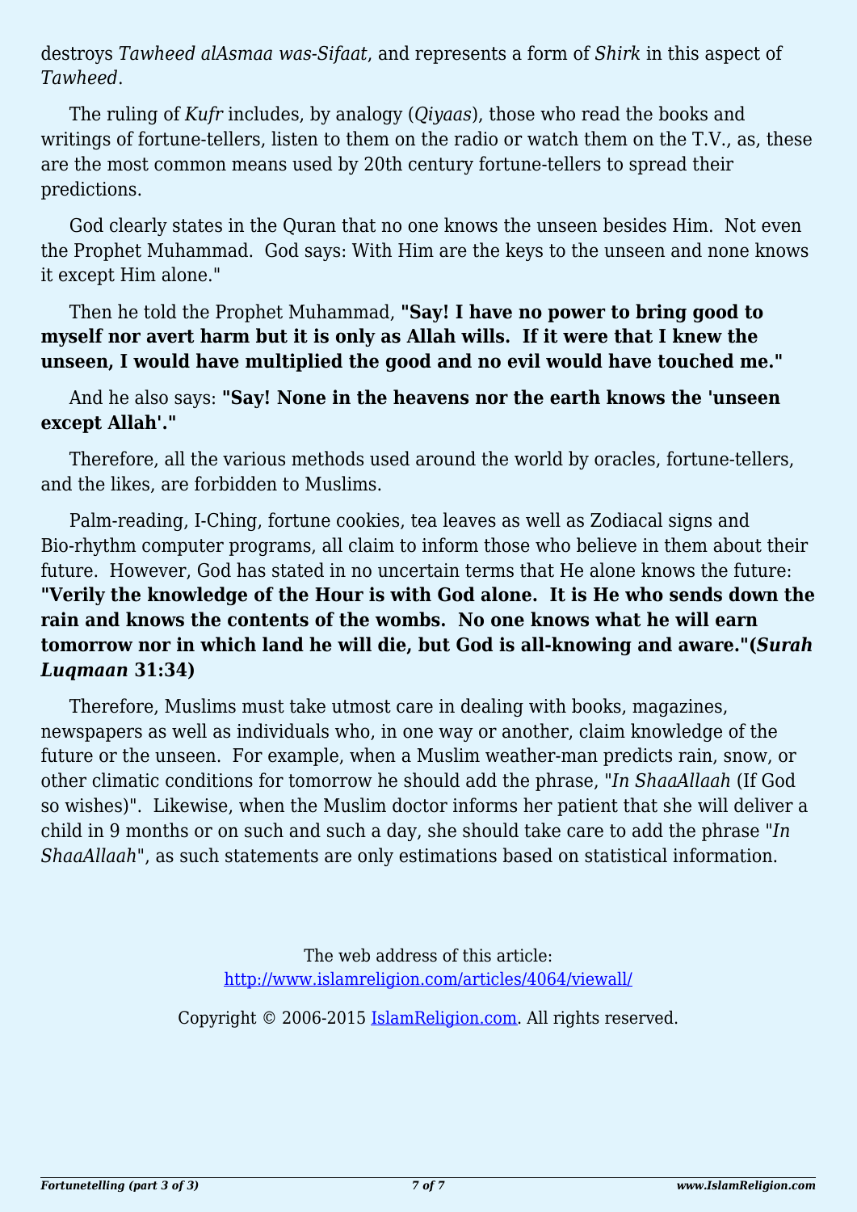destroys *Tawheed alAsmaa was-Sifaat*, and represents a form of *Shirk* in this aspect of *Tawheed*.

The ruling of *Kufr* includes, by analogy (*Qiyaas*), those who read the books and writings of fortune-tellers, listen to them on the radio or watch them on the T.V., as, these are the most common means used by 20th century fortune-tellers to spread their predictions.

God clearly states in the Quran that no one knows the unseen besides Him. Not even the Prophet Muhammad. God says: With Him are the keys to the unseen and none knows it except Him alone."

Then he told the Prophet Muhammad, **"Say! I have no power to bring good to myself nor avert harm but it is only as Allah wills. If it were that I knew the unseen, I would have multiplied the good and no evil would have touched me."**

And he also says: **"Say! None in the heavens nor the earth knows the 'unseen except Allah'."**

Therefore, all the various methods used around the world by oracles, fortune-tellers, and the likes, are forbidden to Muslims.

Palm-reading, I-Ching, fortune cookies, tea leaves as well as Zodiacal signs and Bio-rhythm computer programs, all claim to inform those who believe in them about their future. However, God has stated in no uncertain terms that He alone knows the future: **"Verily the knowledge of the Hour is with God alone. It is He who sends down the rain and knows the contents of the wombs. No one knows what he will earn tomorrow nor in which land he will die, but God is all-knowing and aware."(*Surah Luqmaan* 31:34)**

Therefore, Muslims must take utmost care in dealing with books, magazines, newspapers as well as individuals who, in one way or another, claim knowledge of the future or the unseen. For example, when a Muslim weather-man predicts rain, snow, or other climatic conditions for tomorrow he should add the phrase, "*In ShaaAllaah* (If God so wishes)". Likewise, when the Muslim doctor informs her patient that she will deliver a child in 9 months or on such and such a day, she should take care to add the phrase "*In ShaaAllaah*", as such statements are only estimations based on statistical information.

The web address of this article:
http://www.islamreligion.com/articles/4064/viewall/

Copyright © 2006-2015 IslamReligion.com. All rights reserved.